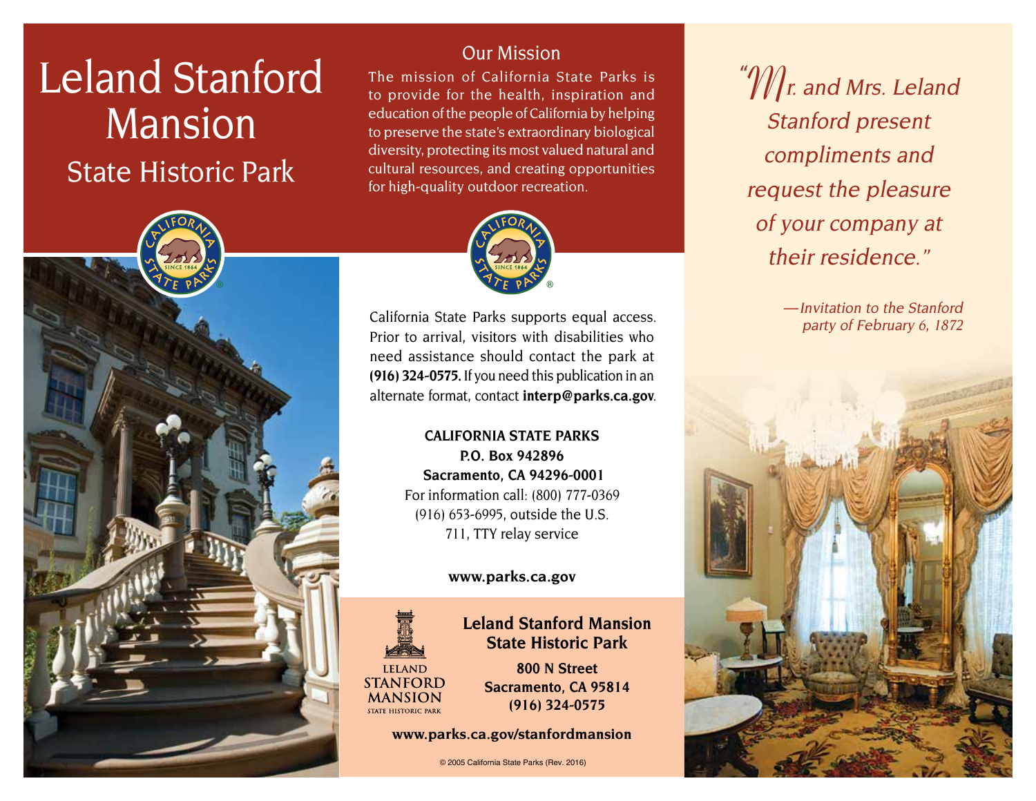# Leland Stanford Mansion
## State Historic Park

## Our Mission

The mission of California State Parks is to provide for the health, inspiration and education of the people of California by helping to preserve the state's extraordinary biological diversity, protecting its most valued natural and cultural resources, and creating opportunities for high-quality outdoor recreation.

California State Parks supports equal access. Prior to arrival, visitors with disabilities who need assistance should contact the park at **(916) 324-0575.** If you need this publication in an alternate format, contact **interp@parks.ca.gov**.

**CALIFORNIA STATE PARKS**
**P.O. Box 942896**
**Sacramento, CA 94296-0001**
For information call: (800) 777-0369
(916) 653-6995, outside the U.S.
711, TTY relay service

**www.parks.ca.gov**

LELAND STANFORD MANSION STATE HISTORIC PARK

**Leland Stanford Mansion State Historic Park**

**800 N Street**
**Sacramento, CA 95814**
**(916) 324-0575**

**www.parks.ca.gov/stanfordmansion**

© 2005 California State Parks (Rev. 2016)

*"Mr. and Mrs. Leland Stanford present compliments and request the pleasure of your company at their residence."*

*—Invitation to the Stanford party of February 6, 1872*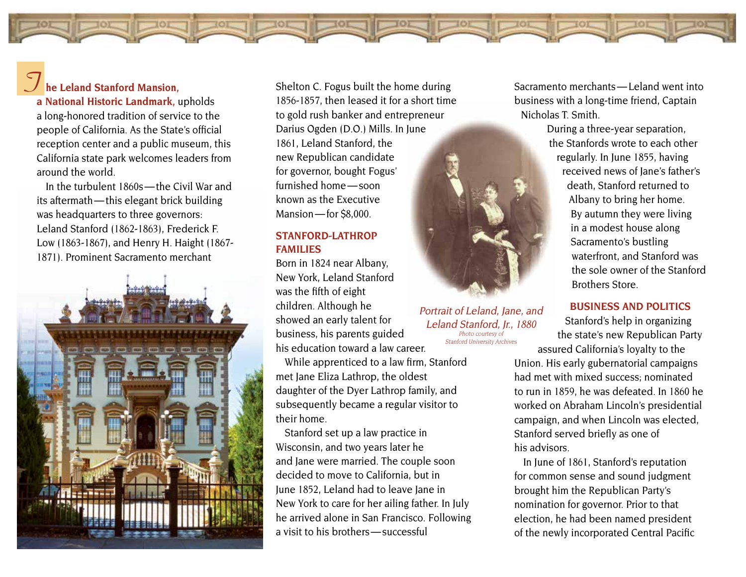**The Leland Stanford Mansion, a National Historic Landmark,** upholds a long-honored tradition of service to the people of California. As the State's official reception center and a public museum, this California state park welcomes leaders from around the world.

In the turbulent 1860s—the Civil War and its aftermath—this elegant brick building was headquarters to three governors: Leland Stanford (1862-1863), Frederick F. Low (1863-1867), and Henry H. Haight (1867-1871). Prominent Sacramento merchant Shelton C. Fogus built the home during 1856-1857, then leased it for a short time to gold rush banker and entrepreneur Darius Ogden (D.O.) Mills. In June 1861, Leland Stanford, the new Republican candidate for governor, bought Fogus' furnished home—soon known as the Executive Mansion—for $8,000.

## STANFORD-LATHROP FAMILIES

Born in 1824 near Albany, New York, Leland Stanford was the fifth of eight children. Although he showed an early talent for business, his parents guided his education toward a law career.

While apprenticed to a law firm, Stanford met Jane Eliza Lathrop, the oldest daughter of the Dyer Lathrop family, and subsequently became a regular visitor to their home.

Stanford set up a law practice in Wisconsin, and two years later he and Jane were married. The couple soon decided to move to California, but in June 1852, Leland had to leave Jane in New York to care for her ailing father. In July he arrived alone in San Francisco. Following a visit to his brothers—successful Sacramento merchants—Leland went into business with a long-time friend, Captain Nicholas T. Smith.

*Portrait of Leland, Jane, and Leland Stanford, Jr., 1880*
*Photo courtesy of Stanford University Archives*

During a three-year separation, the Stanfords wrote to each other regularly. In June 1855, having received news of Jane's father's death, Stanford returned to Albany to bring her home. By autumn they were living in a modest house along Sacramento's bustling waterfront, and Stanford was the sole owner of the Stanford Brothers Store.

## BUSINESS AND POLITICS

Stanford's help in organizing the state's new Republican Party assured California's loyalty to the Union. His early gubernatorial campaigns had met with mixed success; nominated to run in 1859, he was defeated. In 1860 he worked on Abraham Lincoln's presidential campaign, and when Lincoln was elected, Stanford served briefly as one of his advisors.

In June of 1861, Stanford's reputation for common sense and sound judgment brought him the Republican Party's nomination for governor. Prior to that election, he had been named president of the newly incorporated Central Pacific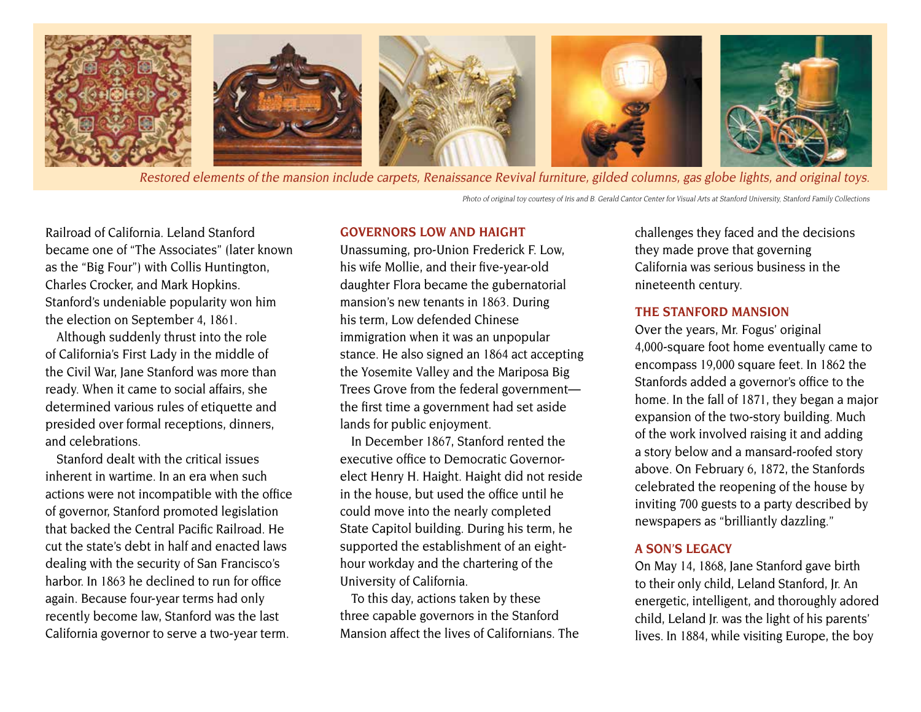*Restored elements of the mansion include carpets, Renaissance Revival furniture, gilded columns, gas globe lights, and original toys.*

*Photo of original toy courtesy of Iris and B. Gerald Cantor Center for Visual Arts at Stanford University, Stanford Family Collections*

Railroad of California. Leland Stanford became one of "The Associates" (later known as the "Big Four") with Collis Huntington, Charles Crocker, and Mark Hopkins. Stanford's undeniable popularity won him the election on September 4, 1861.

Although suddenly thrust into the role of California's First Lady in the middle of the Civil War, Jane Stanford was more than ready. When it came to social affairs, she determined various rules of etiquette and presided over formal receptions, dinners, and celebrations.

Stanford dealt with the critical issues inherent in wartime. In an era when such actions were not incompatible with the office of governor, Stanford promoted legislation that backed the Central Pacific Railroad. He cut the state's debt in half and enacted laws dealing with the security of San Francisco's harbor. In 1863 he declined to run for office again. Because four-year terms had only recently become law, Stanford was the last California governor to serve a two-year term.

## GOVERNORS LOW AND HAIGHT

Unassuming, pro-Union Frederick F. Low, his wife Mollie, and their five-year-old daughter Flora became the gubernatorial mansion's new tenants in 1863. During his term, Low defended Chinese immigration when it was an unpopular stance. He also signed an 1864 act accepting the Yosemite Valley and the Mariposa Big Trees Grove from the federal government—the first time a government had set aside lands for public enjoyment.

In December 1867, Stanford rented the executive office to Democratic Governor-elect Henry H. Haight. Haight did not reside in the house, but used the office until he could move into the nearly completed State Capitol building. During his term, he supported the establishment of an eight-hour workday and the chartering of the University of California.

To this day, actions taken by these three capable governors in the Stanford Mansion affect the lives of Californians. The challenges they faced and the decisions they made prove that governing California was serious business in the nineteenth century.

## THE STANFORD MANSION

Over the years, Mr. Fogus' original 4,000-square foot home eventually came to encompass 19,000 square feet. In 1862 the Stanfords added a governor's office to the home. In the fall of 1871, they began a major expansion of the two-story building. Much of the work involved raising it and adding a story below and a mansard-roofed story above. On February 6, 1872, the Stanfords celebrated the reopening of the house by inviting 700 guests to a party described by newspapers as "brilliantly dazzling."

## A SON'S LEGACY

On May 14, 1868, Jane Stanford gave birth to their only child, Leland Stanford, Jr. An energetic, intelligent, and thoroughly adored child, Leland Jr. was the light of his parents' lives. In 1884, while visiting Europe, the boy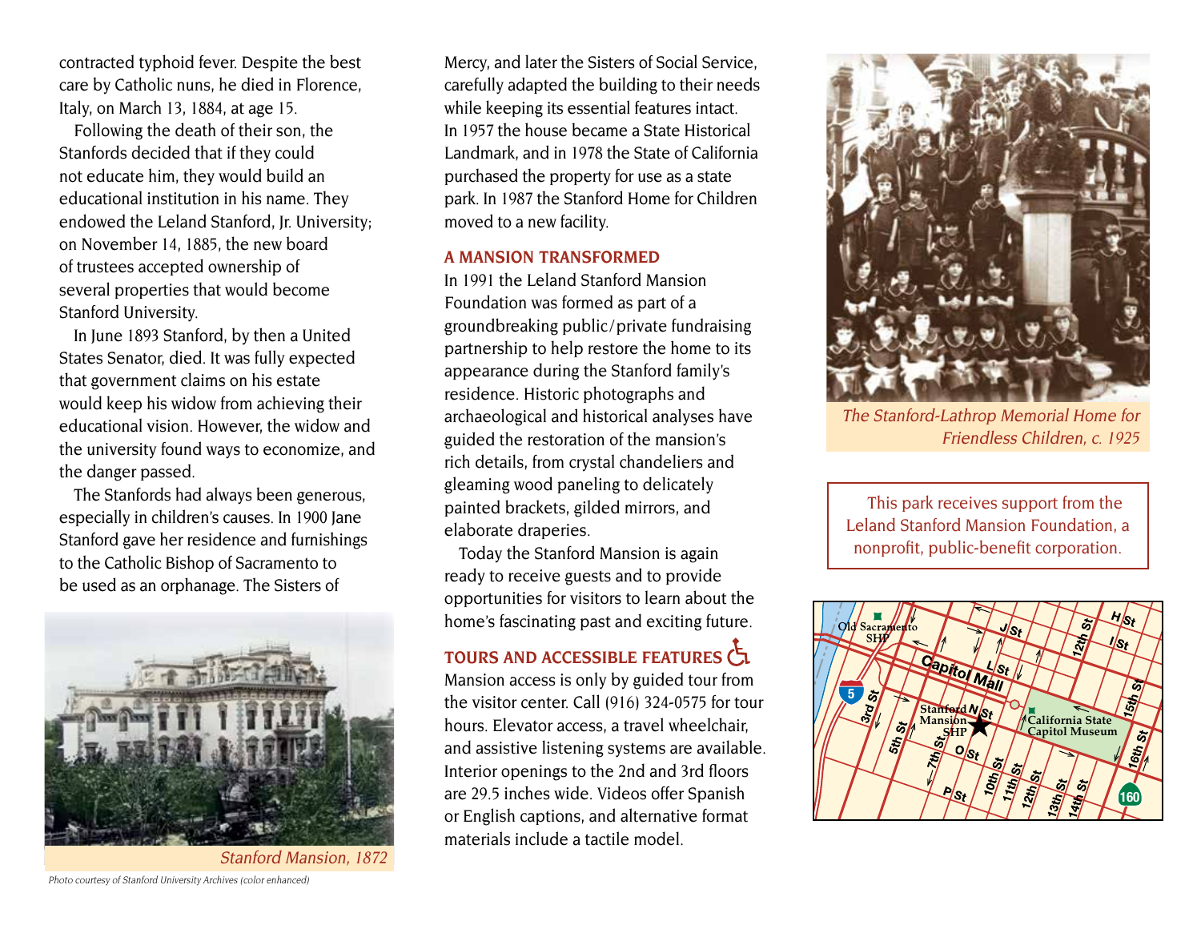contracted typhoid fever. Despite the best care by Catholic nuns, he died in Florence, Italy, on March 13, 1884, at age 15.

Following the death of their son, the Stanfords decided that if they could not educate him, they would build an educational institution in his name. They endowed the Leland Stanford, Jr. University; on November 14, 1885, the new board of trustees accepted ownership of several properties that would become Stanford University.

In June 1893 Stanford, by then a United States Senator, died. It was fully expected that government claims on his estate would keep his widow from achieving their educational vision. However, the widow and the university found ways to economize, and the danger passed.

The Stanfords had always been generous, especially in children's causes. In 1900 Jane Stanford gave her residence and furnishings to the Catholic Bishop of Sacramento to be used as an orphanage. The Sisters of Mercy, and later the Sisters of Social Service, carefully adapted the building to their needs while keeping its essential features intact. In 1957 the house became a State Historical Landmark, and in 1978 the State of California purchased the property for use as a state park. In 1987 the Stanford Home for Children moved to a new facility.

*Stanford Mansion, 1872*

*Photo courtesy of Stanford University Archives (color enhanced)*

## A MANSION TRANSFORMED

In 1991 the Leland Stanford Mansion Foundation was formed as part of a groundbreaking public/private fundraising partnership to help restore the home to its appearance during the Stanford family's residence. Historic photographs and archaeological and historical analyses have guided the restoration of the mansion's rich details, from crystal chandeliers and gleaming wood paneling to delicately painted brackets, gilded mirrors, and elaborate draperies.

Today the Stanford Mansion is again ready to receive guests and to provide opportunities for visitors to learn about the home's fascinating past and exciting future.

## TOURS AND ACCESSIBLE FEATURES

Mansion access is only by guided tour from the visitor center. Call (916) 324-0575 for tour hours. Elevator access, a travel wheelchair, and assistive listening systems are available. Interior openings to the 2nd and 3rd floors are 29.5 inches wide. Videos offer Spanish or English captions, and alternative format materials include a tactile model.

*The Stanford-Lathrop Memorial Home for Friendless Children, c. 1925*

This park receives support from the Leland Stanford Mansion Foundation, a nonprofit, public-benefit corporation.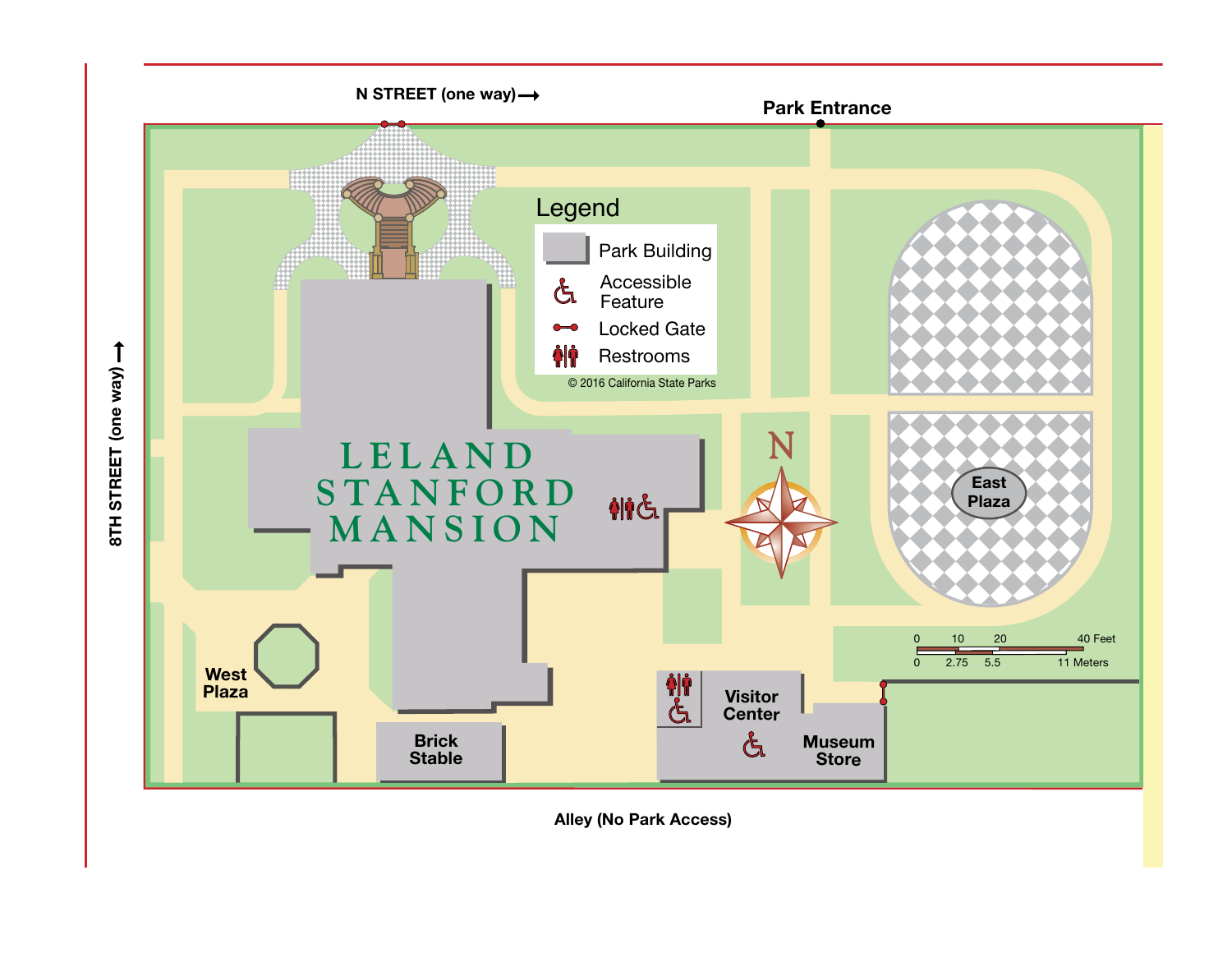N STREET (one way)→

Park Entrance

8TH STREET (one way)→

## Legend

- Park Building
- Accessible Feature
- Locked Gate
- Restrooms

© 2016 California State Parks

LELAND STANFORD MANSION

N

East Plaza

West Plaza

Brick Stable

Visitor Center

Museum Store

0 10 20 40 Feet

0 2.75 5.5 11 Meters

Alley (No Park Access)